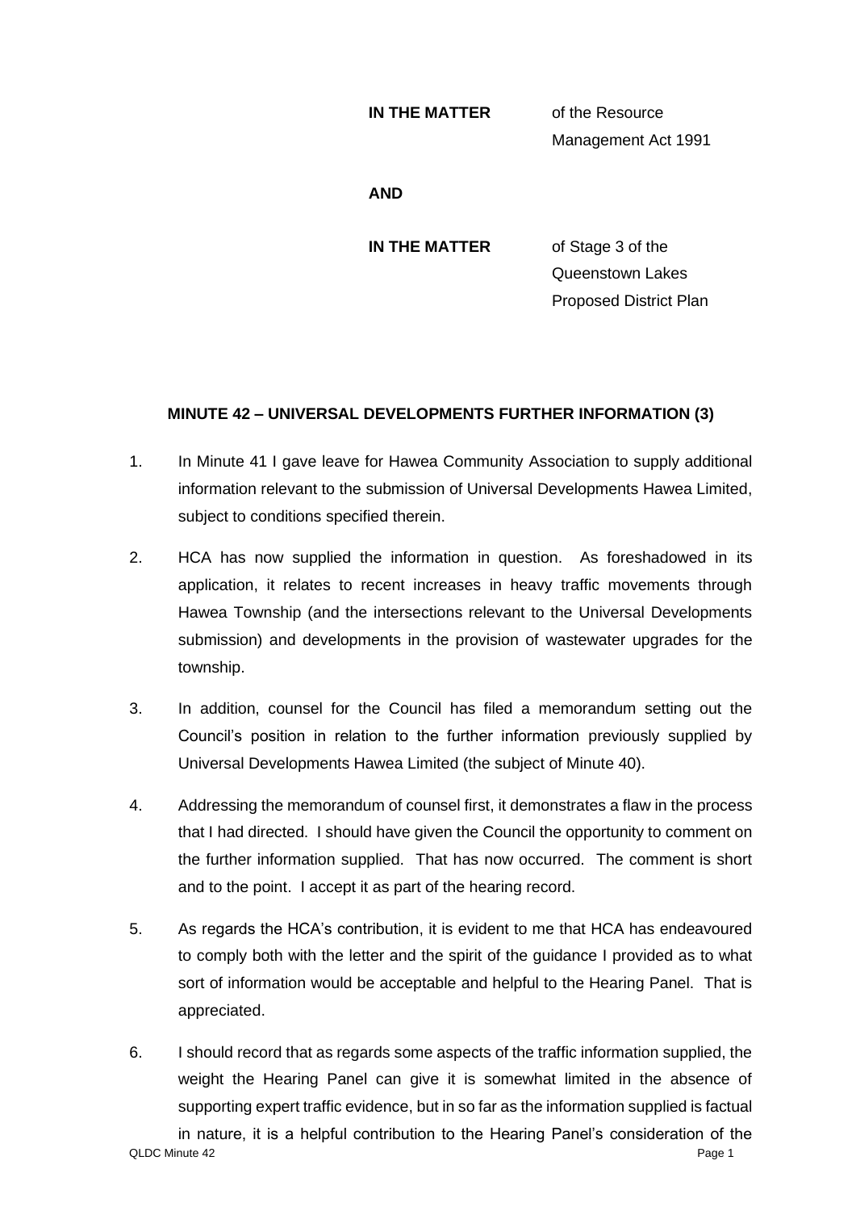| | |
|---|---|
| **IN THE MATTER** | of the Resource Management Act 1991 |
| **AND** | |
| **IN THE MATTER** | of Stage 3 of the Queenstown Lakes Proposed District Plan |

## MINUTE 42 – UNIVERSAL DEVELOPMENTS FURTHER INFORMATION (3)

1. In Minute 41 I gave leave for Hawea Community Association to supply additional information relevant to the submission of Universal Developments Hawea Limited, subject to conditions specified therein.

2. HCA has now supplied the information in question. As foreshadowed in its application, it relates to recent increases in heavy traffic movements through Hawea Township (and the intersections relevant to the Universal Developments submission) and developments in the provision of wastewater upgrades for the township.

3. In addition, counsel for the Council has filed a memorandum setting out the Council's position in relation to the further information previously supplied by Universal Developments Hawea Limited (the subject of Minute 40).

4. Addressing the memorandum of counsel first, it demonstrates a flaw in the process that I had directed. I should have given the Council the opportunity to comment on the further information supplied. That has now occurred. The comment is short and to the point. I accept it as part of the hearing record.

5. As regards the HCA's contribution, it is evident to me that HCA has endeavoured to comply both with the letter and the spirit of the guidance I provided as to what sort of information would be acceptable and helpful to the Hearing Panel. That is appreciated.

6. I should record that as regards some aspects of the traffic information supplied, the weight the Hearing Panel can give it is somewhat limited in the absence of supporting expert traffic evidence, but in so far as the information supplied is factual in nature, it is a helpful contribution to the Hearing Panel's consideration of the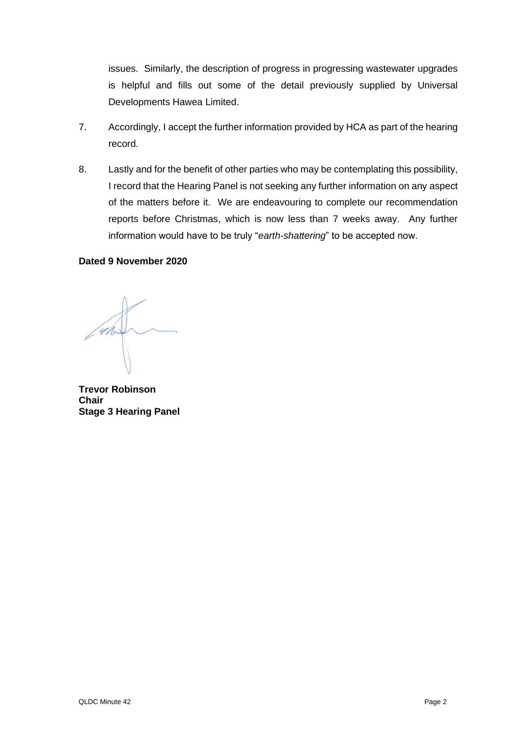issues. Similarly, the description of progress in progressing wastewater upgrades is helpful and fills out some of the detail previously supplied by Universal Developments Hawea Limited.

7. Accordingly, I accept the further information provided by HCA as part of the hearing record.

8. Lastly and for the benefit of other parties who may be contemplating this possibility, I record that the Hearing Panel is not seeking any further information on any aspect of the matters before it. We are endeavouring to complete our recommendation reports before Christmas, which is now less than 7 weeks away. Any further information would have to be truly "*earth-shattering*" to be accepted now.

**Dated 9 November 2020**

**Trevor Robinson**
**Chair**
**Stage 3 Hearing Panel**